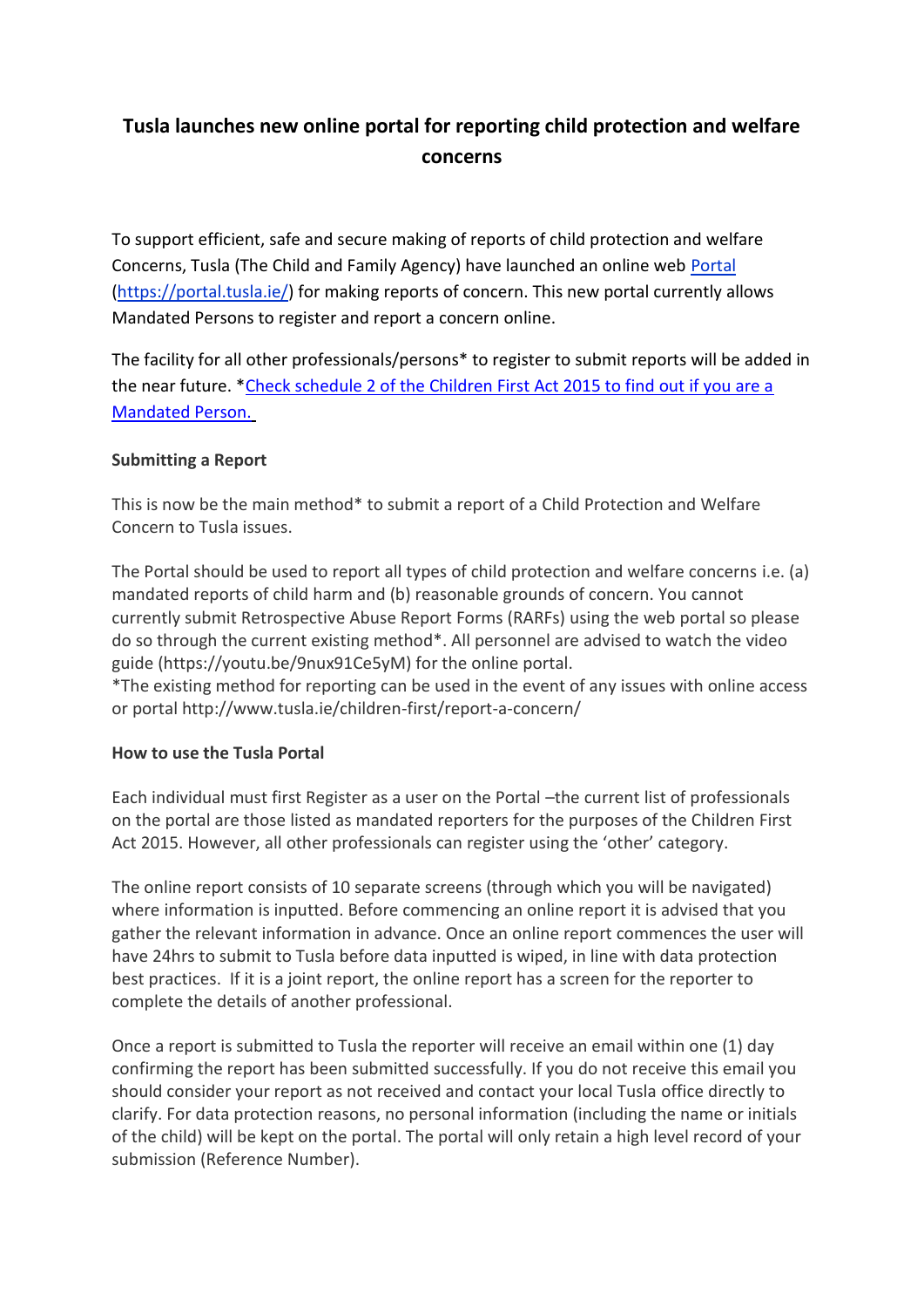# Tusla launches new online portal for reporting child protection and welfare concerns

To support efficient, safe and secure making of reports of child protection and welfare Concerns, Tusla (The Child and Family Agency) have launched an online web [Portal](https://portal.tusla.ie/) ([https://portal.tusla.ie/](https://portal.tusla.ie/)) for making reports of concern. This new portal currently allows Mandated Persons to register and report a concern online.

The facility for all other professionals/persons* to register to submit reports will be added in the near future. *Check schedule 2 of the Children First Act 2015 to find out if you are a Mandated Person.

**Submitting a Report**

This is now be the main method* to submit a report of a Child Protection and Welfare Concern to Tusla issues.

The Portal should be used to report all types of child protection and welfare concerns i.e. (a) mandated reports of child harm and (b) reasonable grounds of concern. You cannot currently submit Retrospective Abuse Report Forms (RARFs) using the web portal so please do so through the current existing method*. All personnel are advised to watch the video guide (https://youtu.be/9nux91Ce5yM) for the online portal.
*The existing method for reporting can be used in the event of any issues with online access or portal http://www.tusla.ie/children-first/report-a-concern/

**How to use the Tusla Portal**

Each individual must first Register as a user on the Portal –the current list of professionals on the portal are those listed as mandated reporters for the purposes of the Children First Act 2015. However, all other professionals can register using the 'other' category.

The online report consists of 10 separate screens (through which you will be navigated) where information is inputted. Before commencing an online report it is advised that you gather the relevant information in advance. Once an online report commences the user will have 24hrs to submit to Tusla before data inputted is wiped, in line with data protection best practices. If it is a joint report, the online report has a screen for the reporter to complete the details of another professional.

Once a report is submitted to Tusla the reporter will receive an email within one (1) day confirming the report has been submitted successfully. If you do not receive this email you should consider your report as not received and contact your local Tusla office directly to clarify. For data protection reasons, no personal information (including the name or initials of the child) will be kept on the portal. The portal will only retain a high level record of your submission (Reference Number).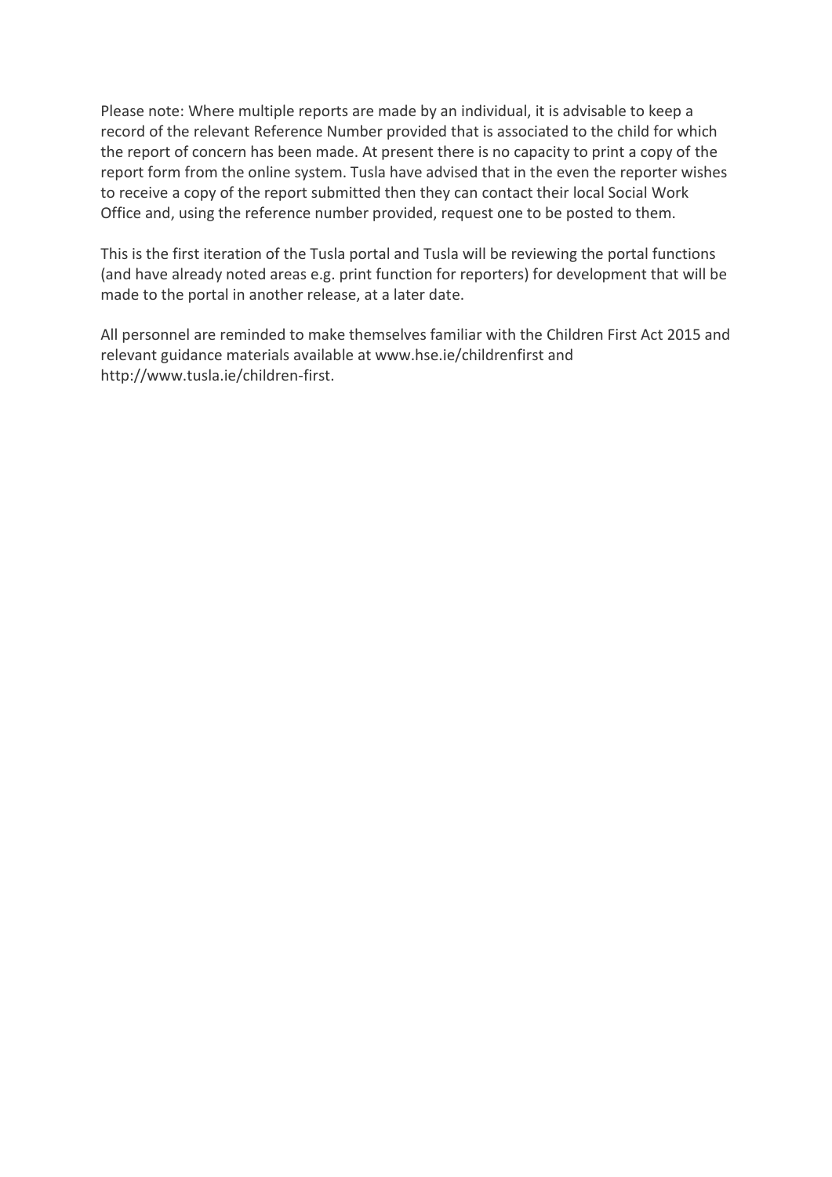Please note: Where multiple reports are made by an individual, it is advisable to keep a record of the relevant Reference Number provided that is associated to the child for which the report of concern has been made. At present there is no capacity to print a copy of the report form from the online system. Tusla have advised that in the even the reporter wishes to receive a copy of the report submitted then they can contact their local Social Work Office and, using the reference number provided, request one to be posted to them.

This is the first iteration of the Tusla portal and Tusla will be reviewing the portal functions (and have already noted areas e.g. print function for reporters) for development that will be made to the portal in another release, at a later date.

All personnel are reminded to make themselves familiar with the Children First Act 2015 and relevant guidance materials available at www.hse.ie/childrenfirst and http://www.tusla.ie/children-first.